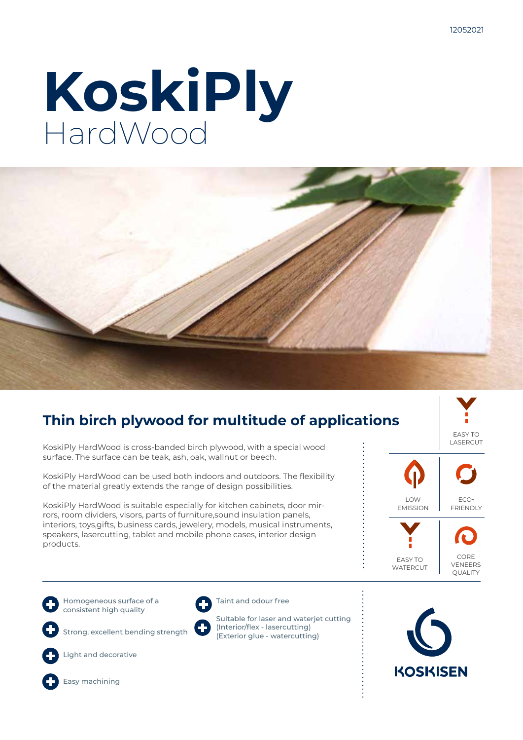# KoskiPly
## HardWood

## Thin birch plywood for multitude of applications

KoskiPly HardWood is cross-banded birch plywood, with a special wood surface. The surface can be teak, ash, oak, wallnut or beech.

KoskiPly HardWood can be used both indoors and outdoors. The flexibility of the material greatly extends the range of design possibilities.

KoskiPly HardWood is suitable especially for kitchen cabinets, door mirrors, room dividers, visors, parts of furniture,sound insulation panels, interiors, toys,gifts, business cards, jewelery, models, musical instruments, speakers, lasercutting, tablet and mobile phone cases, interior design products.

EASY TO LASERCUT

LOW EMISSION

ECO-FRIENDLY

EASY TO WATERCUT

CORE VENEERS QUALITY

- Homogeneous surface of a consistent high quality
- Strong, excellent bending strength
- Light and decorative
- Easy machining
- Taint and odour free
- Suitable for laser and waterjet cutting (Interior/flex - lasercutting) (Exterior glue - watercutting)

KOSKISEN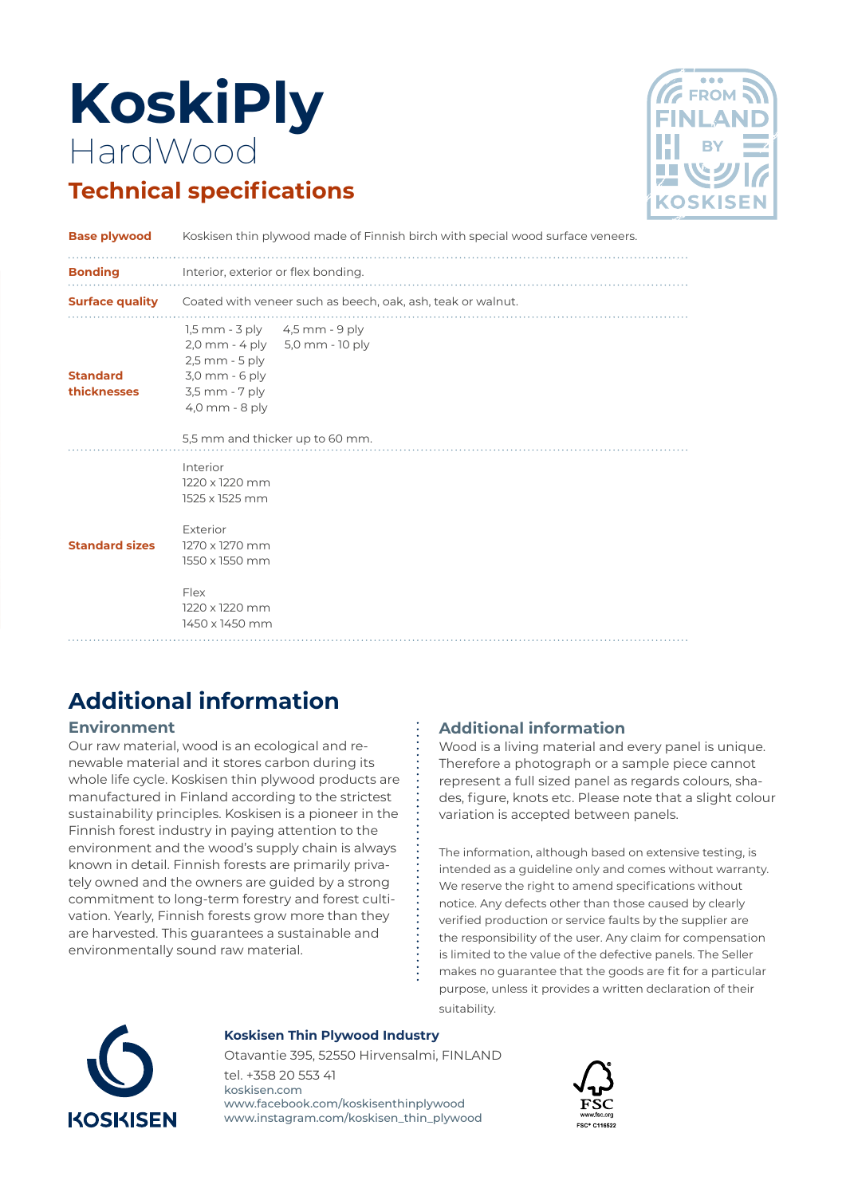# KoskiPly

HardWood

## Technical specifications

| | |
|---|---|
| **Base plywood** | Koskisen thin plywood made of Finnish birch with special wood surface veneers. |
| **Bonding** | Interior, exterior or flex bonding. |
| **Surface quality** | Coated with veneer such as beech, oak, ash, teak or walnut. |
| **Standard thicknesses** | 1,5 mm - 3 ply<br>2,0 mm - 4 ply<br>2,5 mm - 5 ply<br>3,0 mm - 6 ply<br>3,5 mm - 7 ply<br>4,0 mm - 8 ply<br>4,5 mm - 9 ply<br>5,0 mm - 10 ply<br><br>5,5 mm and thicker up to 60 mm. |
| **Standard sizes** | Interior<br>1220 x 1220 mm<br>1525 x 1525 mm<br><br>Exterior<br>1270 x 1270 mm<br>1550 x 1550 mm<br><br>Flex<br>1220 x 1220 mm<br>1450 x 1450 mm |

## Additional information

### Environment

Our raw material, wood is an ecological and renewable material and it stores carbon during its whole life cycle. Koskisen thin plywood products are manufactured in Finland according to the strictest sustainability principles. Koskisen is a pioneer in the Finnish forest industry in paying attention to the environment and the wood's supply chain is always known in detail. Finnish forests are primarily privately owned and the owners are guided by a strong commitment to long-term forestry and forest cultivation. Yearly, Finnish forests grow more than they are harvested. This guarantees a sustainable and environmentally sound raw material.

### Additional information

Wood is a living material and every panel is unique. Therefore a photograph or a sample piece cannot represent a full sized panel as regards colours, shades, figure, knots etc. Please note that a slight colour variation is accepted between panels.

The information, although based on extensive testing, is intended as a guideline only and comes without warranty. We reserve the right to amend specifications without notice. Any defects other than those caused by clearly verified production or service faults by the supplier are the responsibility of the user. Any claim for compensation is limited to the value of the defective panels. The Seller makes no guarantee that the goods are fit for a particular purpose, unless it provides a written declaration of their suitability.

**Koskisen Thin Plywood Industry**

Otavantie 395, 52550 Hirvensalmi, FINLAND

tel. +358 20 553 41

koskisen.com

www.facebook.com/koskisenthinplywood

www.instagram.com/koskisen_thin_plywood

FSC® C116522